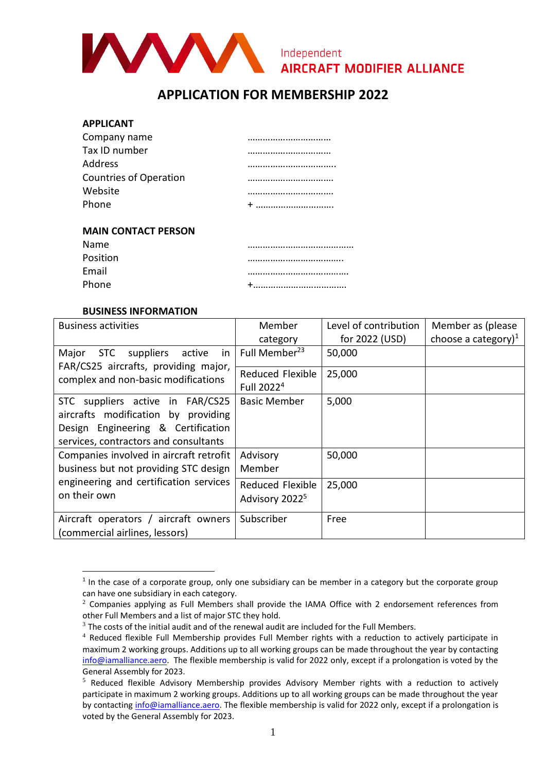Independent
**AIRCRAFT MODIFIER ALLIANCE**

# APPLICATION FOR MEMBERSHIP 2022

**APPLICANT**

| | |
|---|---|
| Company name | …………………………… |
| Tax ID number | …………………………… |
| Address | …………………………….. |
| Countries of Operation | ……………………………. |
| Website | ……………………………. |
| Phone | + …………………………. |

**MAIN CONTACT PERSON**

| | |
|---|---|
| Name | …………………………………… |
| Position | ……………………………….. |
| Email | ………………………………….. |
| Phone | +………………………………. |

**BUSINESS INFORMATION**

| Business activities | Member category | Level of contribution for 2022 (USD) | Member as (please choose a category)[1] |
|---|---|---|---|
| Major STC suppliers active in FAR/CS25 aircrafts, providing major, complex and non-basic modifications | Full Member[23] | 50,000 | |
| | Reduced Flexible Full 2022[4] | 25,000 | |
| STC suppliers active in FAR/CS25 aircrafts modification by providing Design Engineering & Certification services, contractors and consultants | Basic Member | 5,000 | |
| Companies involved in aircraft retrofit business but not providing STC design engineering and certification services on their own | Advisory Member | 50,000 | |
| | Reduced Flexible Advisory 2022[5] | 25,000 | |
| Aircraft operators / aircraft owners (commercial airlines, lessors) | Subscriber | Free | |

[1] In the case of a corporate group, only one subsidiary can be member in a category but the corporate group can have one subsidiary in each category.

[2] Companies applying as Full Members shall provide the IAMA Office with 2 endorsement references from other Full Members and a list of major STC they hold.

[3] The costs of the initial audit and of the renewal audit are included for the Full Members.

[4] Reduced flexible Full Membership provides Full Member rights with a reduction to actively participate in maximum 2 working groups. Additions up to all working groups can be made throughout the year by contacting info@iamalliance.aero. The flexible membership is valid for 2022 only, except if a prolongation is voted by the General Assembly for 2023.

[5] Reduced flexible Advisory Membership provides Advisory Member rights with a reduction to actively participate in maximum 2 working groups. Additions up to all working groups can be made throughout the year by contacting info@iamalliance.aero. The flexible membership is valid for 2022 only, except if a prolongation is voted by the General Assembly for 2023.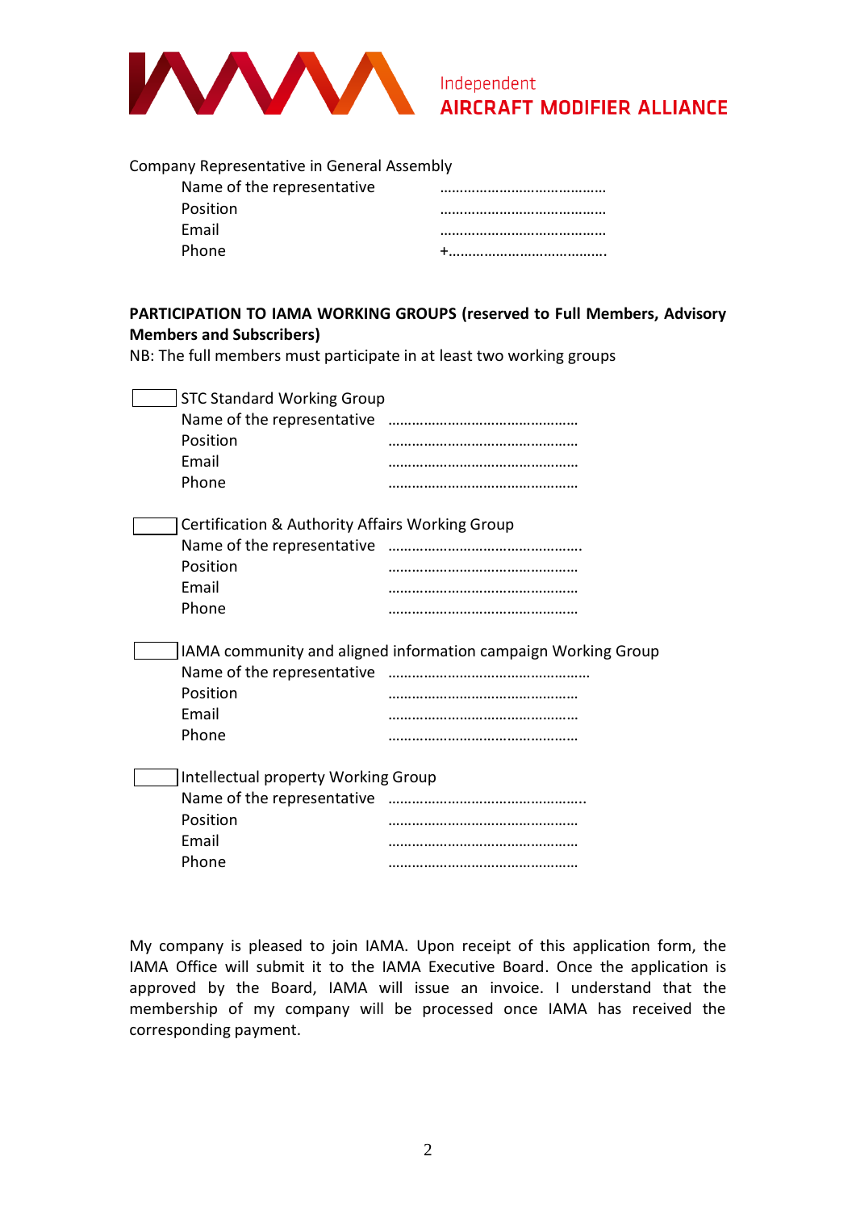Independent
AIRCRAFT MODIFIER ALLIANCE

Company Representative in General Assembly

Name of the representative ……………………………………
Position ……………………………………
Email ……………………………………
Phone +…………………………………..

**PARTICIPATION TO IAMA WORKING GROUPS (reserved to Full Members, Advisory Members and Subscribers)**

NB: The full members must participate in at least two working groups

☐ STC Standard Working Group

Name of the representative …………………………………………
Position …………………………………………
Email …………………………………………
Phone …………………………………………

☐ Certification & Authority Affairs Working Group

Name of the representative ……………………………………………
Position …………………………………………
Email …………………………………………
Phone …………………………………………

☐ IAMA community and aligned information campaign Working Group

Name of the representative ……………………………………………
Position …………………………………………
Email …………………………………………
Phone …………………………………………

☐ Intellectual property Working Group

Name of the representative ……………………………………………
Position …………………………………………
Email …………………………………………
Phone …………………………………………

My company is pleased to join IAMA. Upon receipt of this application form, the IAMA Office will submit it to the IAMA Executive Board. Once the application is approved by the Board, IAMA will issue an invoice. I understand that the membership of my company will be processed once IAMA has received the corresponding payment.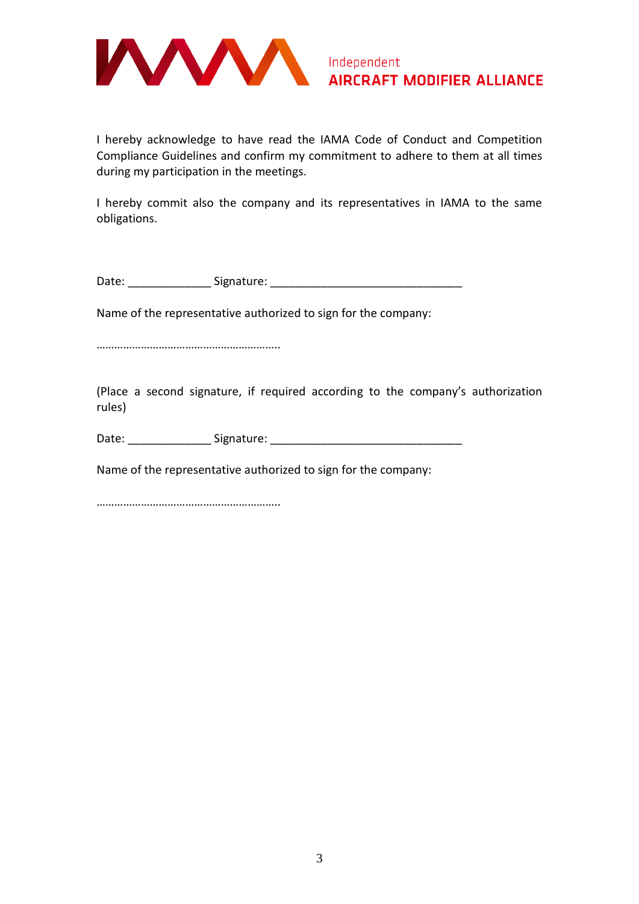Independent
AIRCRAFT MODIFIER ALLIANCE

I hereby acknowledge to have read the IAMA Code of Conduct and Competition Compliance Guidelines and confirm my commitment to adhere to them at all times during my participation in the meetings.

I hereby commit also the company and its representatives in IAMA to the same obligations.

Date: _____________ Signature: ______________________________

Name of the representative authorized to sign for the company:

……………………………………………………..

(Place a second signature, if required according to the company's authorization rules)

Date: _____________ Signature: ______________________________

Name of the representative authorized to sign for the company:

……………………………………………………..